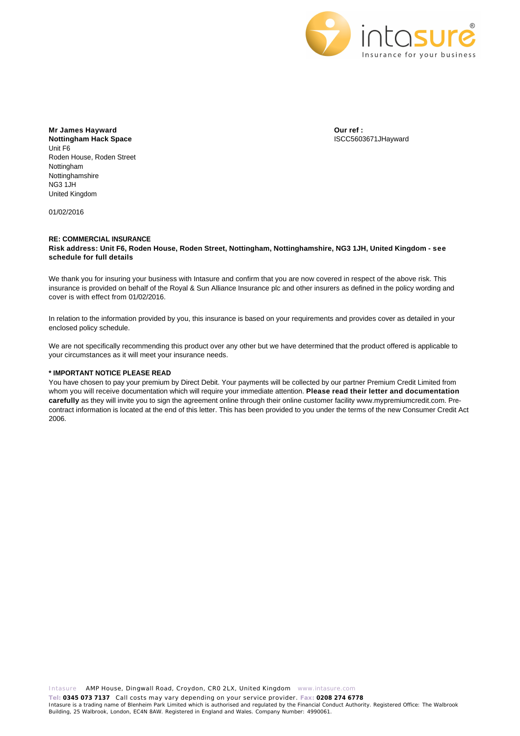intasure®
Insurance for your business

**Mr James Hayward**
**Nottingham Hack Space**
Unit F6
Roden House, Roden Street
Nottingham
Nottinghamshire
NG3 1JH
United Kingdom

**Our ref :**
ISCC5603671JHayward

01/02/2016

**RE: COMMERCIAL INSURANCE**
**Risk address: Unit F6, Roden House, Roden Street, Nottingham, Nottinghamshire, NG3 1JH, United Kingdom - see schedule for full details**

We thank you for insuring your business with Intasure and confirm that you are now covered in respect of the above risk. This insurance is provided on behalf of the Royal & Sun Alliance Insurance plc and other insurers as defined in the policy wording and cover is with effect from 01/02/2016.

In relation to the information provided by you, this insurance is based on your requirements and provides cover as detailed in your enclosed policy schedule.

We are not specifically recommending this product over any other but we have determined that the product offered is applicable to your circumstances as it will meet your insurance needs.

**\* IMPORTANT NOTICE PLEASE READ**
You have chosen to pay your premium by Direct Debit. Your payments will be collected by our partner Premium Credit Limited from whom you will receive documentation which will require your immediate attention. **Please read their letter and documentation carefully** as they will invite you to sign the agreement online through their online customer facility www.mypremiumcredit.com. Pre-contract information is located at the end of this letter. This has been provided to you under the terms of the new Consumer Credit Act 2006.

Intasure AMP House, Dingwall Road, Croydon, CR0 2LX, United Kingdom www.intasure.com
**Tel: 0345 073 7137** Call costs may vary depending on your service provider. **Fax: 0208 274 6778**
Intasure is a trading name of Blenheim Park Limited which is authorised and regulated by the Financial Conduct Authority. Registered Office: The Walbrook Building, 25 Walbrook, London, EC4N 8AW. Registered in England and Wales. Company Number: 4990061.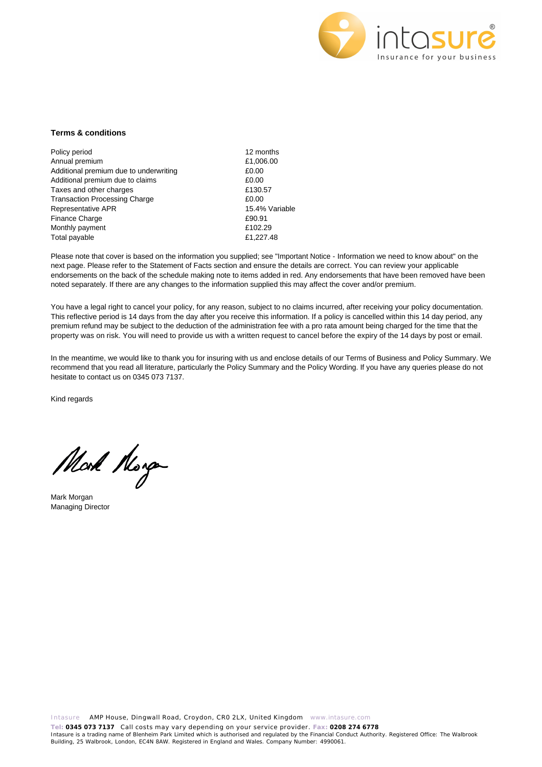**Terms & conditions**

| | |
|---|---|
| Policy period | 12 months |
| Annual premium | £1,006.00 |
| Additional premium due to underwriting | £0.00 |
| Additional premium due to claims | £0.00 |
| Taxes and other charges | £130.57 |
| Transaction Processing Charge | £0.00 |
| Representative APR | 15.4% Variable |
| Finance Charge | £90.91 |
| Monthly payment | £102.29 |
| Total payable | £1,227.48 |

Please note that cover is based on the information you supplied; see "Important Notice - Information we need to know about" on the next page. Please refer to the Statement of Facts section and ensure the details are correct. You can review your applicable endorsements on the back of the schedule making note to items added in red. Any endorsements that have been removed have been noted separately. If there are any changes to the information supplied this may affect the cover and/or premium.

You have a legal right to cancel your policy, for any reason, subject to no claims incurred, after receiving your policy documentation. This reflective period is 14 days from the day after you receive this information. If a policy is cancelled within this 14 day period, any premium refund may be subject to the deduction of the administration fee with a pro rata amount being charged for the time that the property was on risk. You will need to provide us with a written request to cancel before the expiry of the 14 days by post or email.

In the meantime, we would like to thank you for insuring with us and enclose details of our Terms of Business and Policy Summary. We recommend that you read all literature, particularly the Policy Summary and the Policy Wording. If you have any queries please do not hesitate to contact us on 0345 073 7137.

Kind regards

Mark Morgan
Managing Director

Intasure AMP House, Dingwall Road, Croydon, CR0 2LX, United Kingdom www.intasure.com
**Tel: 0345 073 7137** Call costs may vary depending on your service provider. **Fax: 0208 274 6778**
Intasure is a trading name of Blenheim Park Limited which is authorised and regulated by the Financial Conduct Authority. Registered Office: The Walbrook Building, 25 Walbrook, London, EC4N 8AW. Registered in England and Wales. Company Number: 4990061.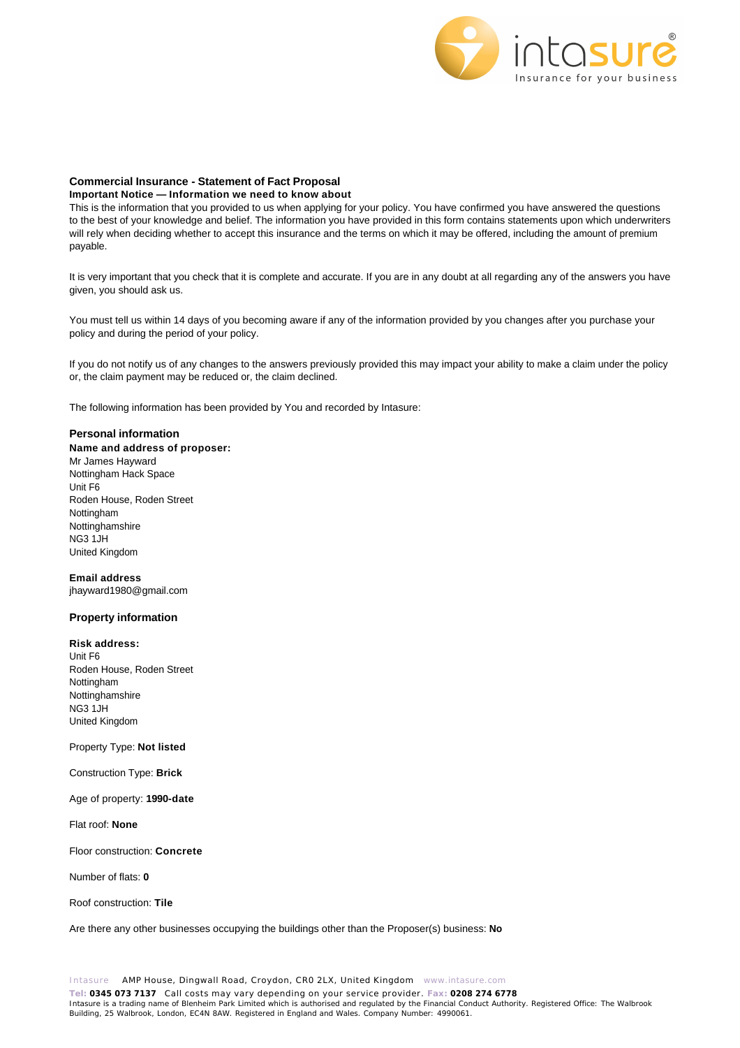## Commercial Insurance - Statement of Fact Proposal

**Important Notice — Information we need to know about**

This is the information that you provided to us when applying for your policy. You have confirmed you have answered the questions to the best of your knowledge and belief. The information you have provided in this form contains statements upon which underwriters will rely when deciding whether to accept this insurance and the terms on which it may be offered, including the amount of premium payable.

It is very important that you check that it is complete and accurate. If you are in any doubt at all regarding any of the answers you have given, you should ask us.

You must tell us within 14 days of you becoming aware if any of the information provided by you changes after you purchase your policy and during the period of your policy.

If you do not notify us of any changes to the answers previously provided this may impact your ability to make a claim under the policy or, the claim payment may be reduced or, the claim declined.

The following information has been provided by You and recorded by Intasure:

### Personal information

**Name and address of proposer:**

Mr James Hayward
Nottingham Hack Space
Unit F6
Roden House, Roden Street
Nottingham
Nottinghamshire
NG3 1JH
United Kingdom

**Email address**

jhayward1980@gmail.com

### Property information

**Risk address:**

Unit F6
Roden House, Roden Street
Nottingham
Nottinghamshire
NG3 1JH
United Kingdom

Property Type: **Not listed**

Construction Type: **Brick**

Age of property: **1990-date**

Flat roof: **None**

Floor construction: **Concrete**

Number of flats: **0**

Roof construction: **Tile**

Are there any other businesses occupying the buildings other than the Proposer(s) business: **No**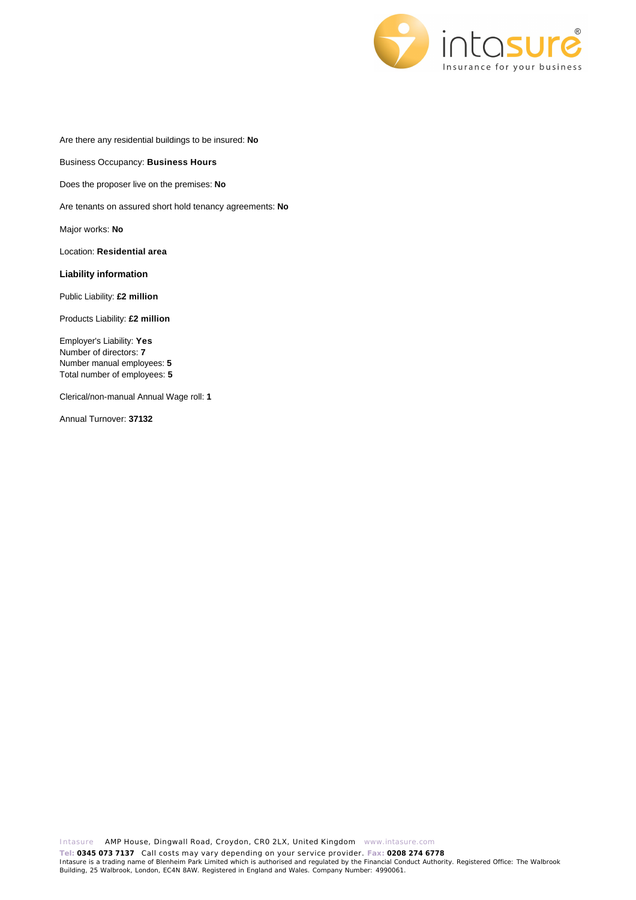Are there any residential buildings to be insured: **No**

Business Occupancy: **Business Hours**

Does the proposer live on the premises: **No**

Are tenants on assured short hold tenancy agreements: **No**

Major works: **No**

Location: **Residential area**

### Liability information

Public Liability: **£2 million**

Products Liability: **£2 million**

Employer's Liability: **Yes**
Number of directors: **7**
Number manual employees: **5**
Total number of employees: **5**

Clerical/non-manual Annual Wage roll: **1**

Annual Turnover: **37132**

Intasure AMP House, Dingwall Road, Croydon, CR0 2LX, United Kingdom www.intasure.com
**Tel:** **0345 073 7137** Call costs may vary depending on your service provider. **Fax:** **0208 274 6778**
Intasure is a trading name of Blenheim Park Limited which is authorised and regulated by the Financial Conduct Authority. Registered Office: The Walbrook Building, 25 Walbrook, London, EC4N 8AW. Registered in England and Wales. Company Number: 4990061.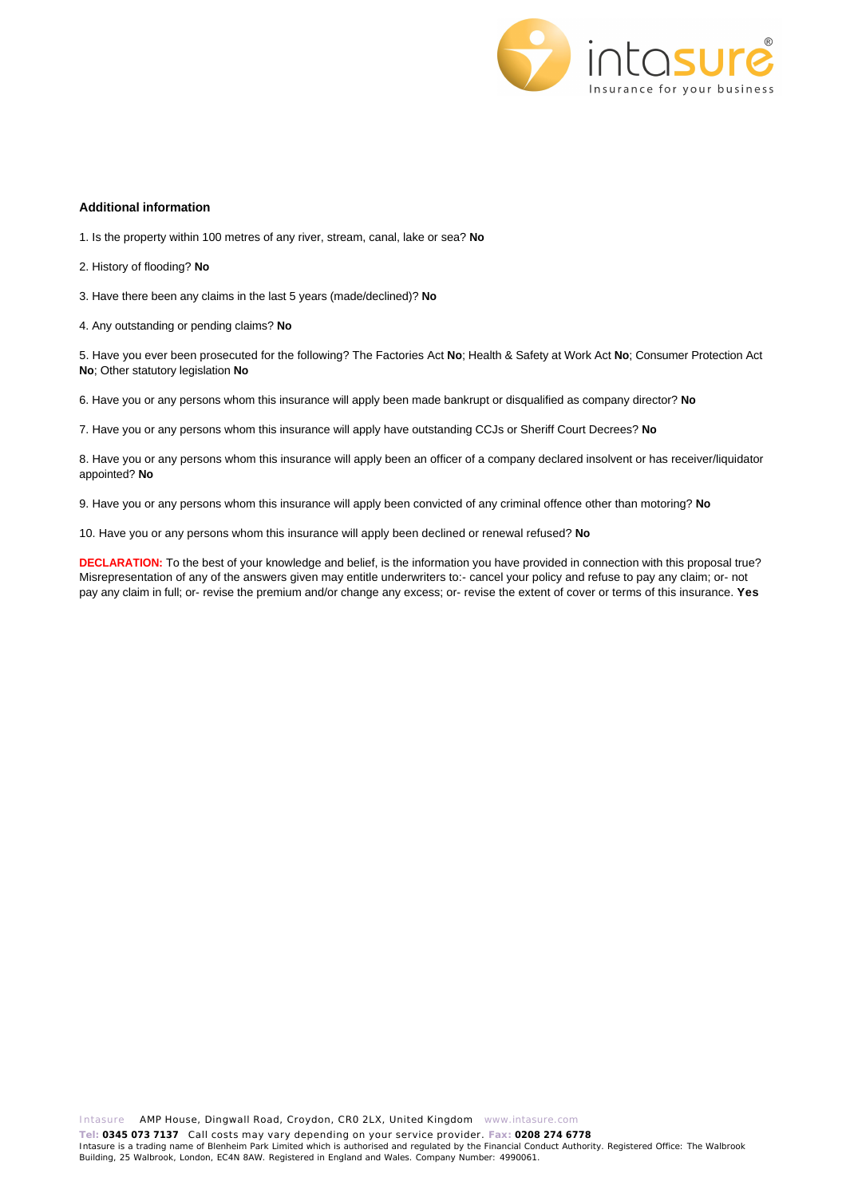### Additional information

1. Is the property within 100 metres of any river, stream, canal, lake or sea? **No**

2. History of flooding? **No**

3. Have there been any claims in the last 5 years (made/declined)? **No**

4. Any outstanding or pending claims? **No**

5. Have you ever been prosecuted for the following? The Factories Act **No**; Health & Safety at Work Act **No**; Consumer Protection Act **No**; Other statutory legislation **No**

6. Have you or any persons whom this insurance will apply been made bankrupt or disqualified as company director? **No**

7. Have you or any persons whom this insurance will apply have outstanding CCJs or Sheriff Court Decrees? **No**

8. Have you or any persons whom this insurance will apply been an officer of a company declared insolvent or has receiver/liquidator appointed? **No**

9. Have you or any persons whom this insurance will apply been convicted of any criminal offence other than motoring? **No**

10. Have you or any persons whom this insurance will apply been declined or renewal refused? **No**

**DECLARATION:** To the best of your knowledge and belief, is the information you have provided in connection with this proposal true? Misrepresentation of any of the answers given may entitle underwriters to:- cancel your policy and refuse to pay any claim; or- not pay any claim in full; or- revise the premium and/or change any excess; or- revise the extent of cover or terms of this insurance. **Yes**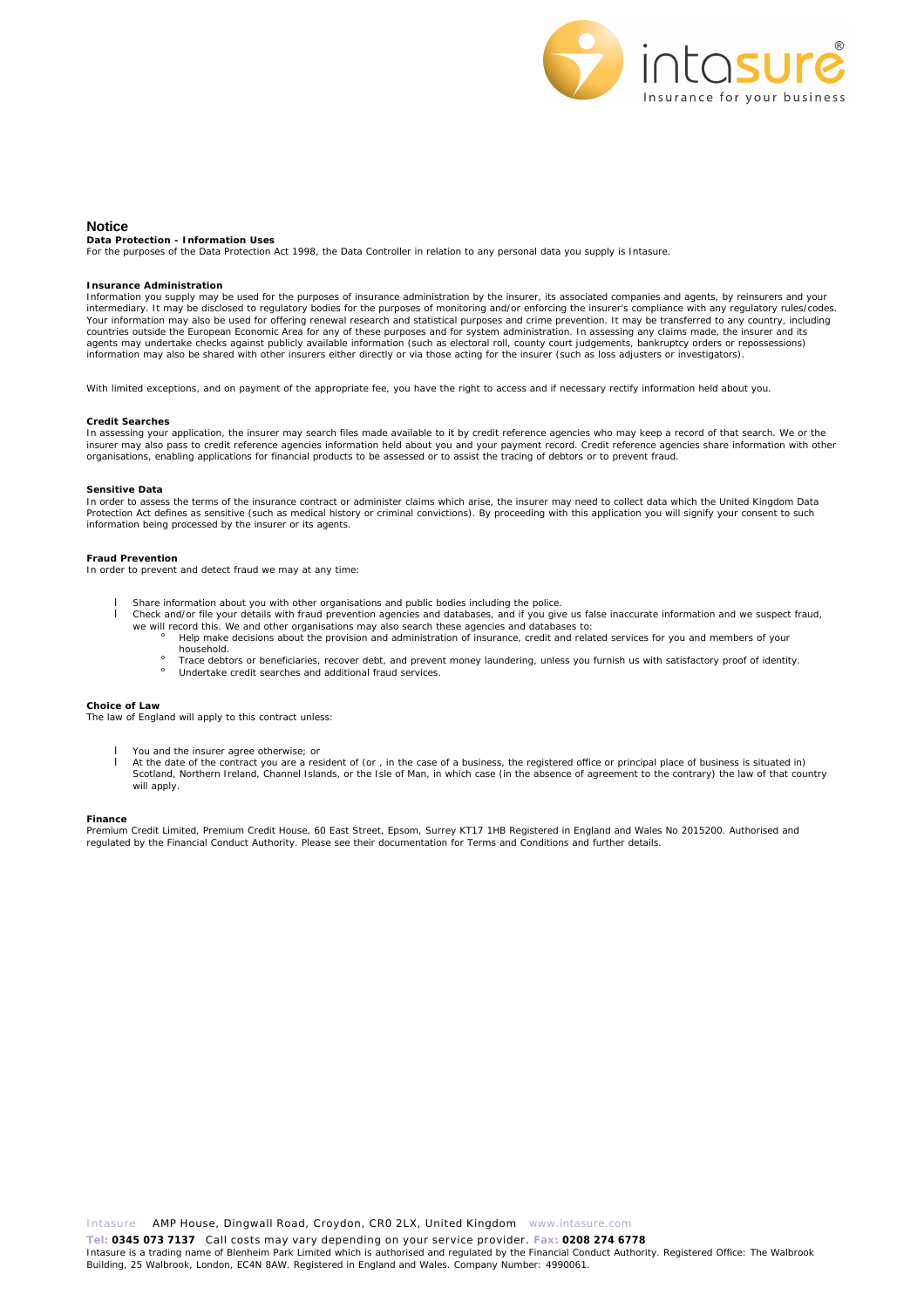## Notice

**Data Protection - Information Uses**

For the purposes of the Data Protection Act 1998, the Data Controller in relation to any personal data you supply is Intasure.

**Insurance Administration**

Information you supply may be used for the purposes of insurance administration by the insurer, its associated companies and agents, by reinsurers and your intermediary. It may be disclosed to regulatory bodies for the purposes of monitoring and/or enforcing the insurer's compliance with any regulatory rules/codes. Your information may also be used for offering renewal research and statistical purposes and crime prevention. It may be transferred to any country, including countries outside the European Economic Area for any of these purposes and for system administration. In assessing any claims made, the insurer and its agents may undertake checks against publicly available information (such as electoral roll, county court judgements, bankruptcy orders or repossessions) information may also be shared with other insurers either directly or via those acting for the insurer (such as loss adjusters or investigators).

With limited exceptions, and on payment of the appropriate fee, you have the right to access and if necessary rectify information held about you.

**Credit Searches**

In assessing your application, the insurer may search files made available to it by credit reference agencies who may keep a record of that search. We or the insurer may also pass to credit reference agencies information held about you and your payment record. Credit reference agencies share information with other organisations, enabling applications for financial products to be assessed or to assist the tracing of debtors or to prevent fraud.

**Sensitive Data**

In order to assess the terms of the insurance contract or administer claims which arise, the insurer may need to collect data which the United Kingdom Data Protection Act defines as sensitive (such as medical history or criminal convictions). By proceeding with this application you will signify your consent to such information being processed by the insurer or its agents.

**Fraud Prevention**

In order to prevent and detect fraud we may at any time:

- Share information about you with other organisations and public bodies including the police.
- Check and/or file your details with fraud prevention agencies and databases, and if you give us false inaccurate information and we suspect fraud, we will record this. We and other organisations may also search these agencies and databases to:
  - Help make decisions about the provision and administration of insurance, credit and related services for you and members of your household.
  - Trace debtors or beneficiaries, recover debt, and prevent money laundering, unless you furnish us with satisfactory proof of identity.
  - Undertake credit searches and additional fraud services.

**Choice of Law**

The law of England will apply to this contract unless:

- You and the insurer agree otherwise; or
- At the date of the contract you are a resident of (or , in the case of a business, the registered office or principal place of business is situated in) Scotland, Northern Ireland, Channel Islands, or the Isle of Man, in which case (in the absence of agreement to the contrary) the law of that country will apply.

**Finance**

Premium Credit Limited, Premium Credit House, 60 East Street, Epsom, Surrey KT17 1HB Registered in England and Wales No 2015200. Authorised and regulated by the Financial Conduct Authority. Please see their documentation for Terms and Conditions and further details.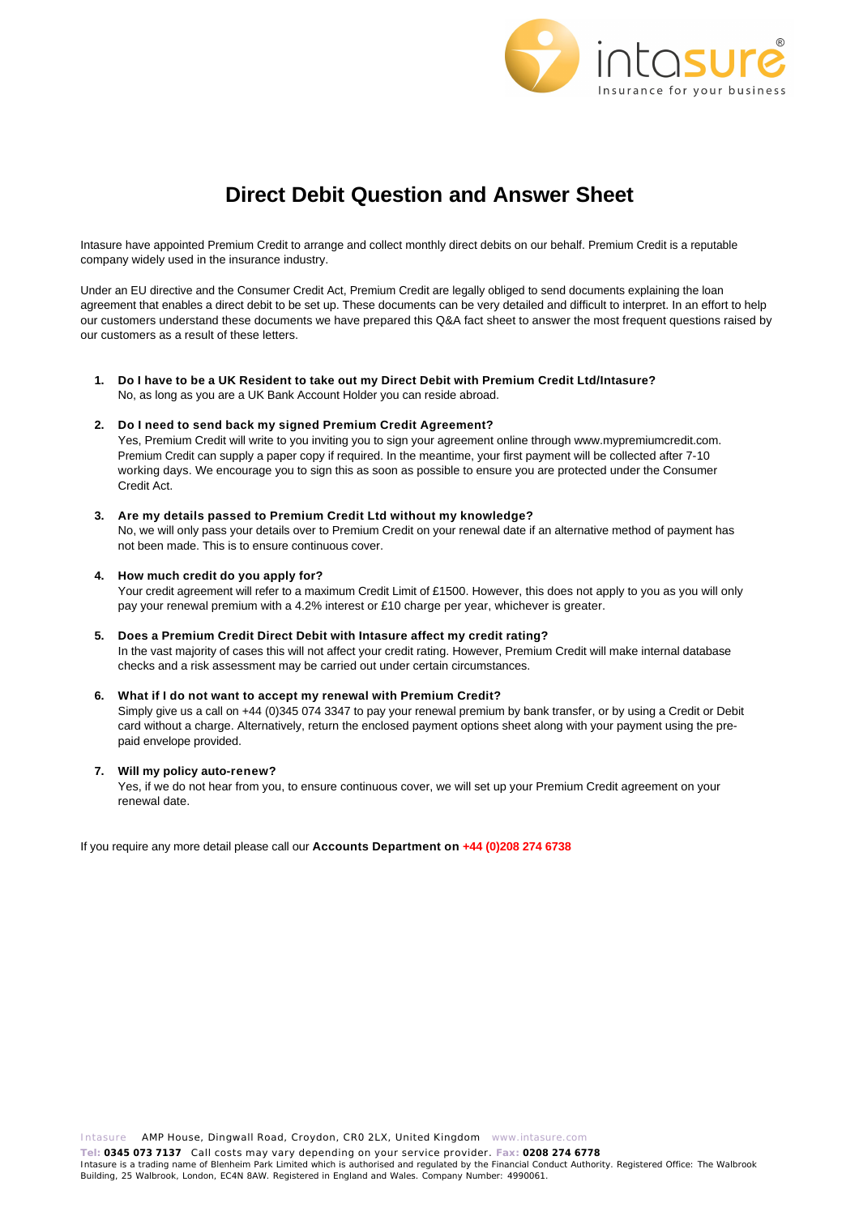# Direct Debit Question and Answer Sheet

Intasure have appointed Premium Credit to arrange and collect monthly direct debits on our behalf. Premium Credit is a reputable company widely used in the insurance industry.

Under an EU directive and the Consumer Credit Act, Premium Credit are legally obliged to send documents explaining the loan agreement that enables a direct debit to be set up. These documents can be very detailed and difficult to interpret. In an effort to help our customers understand these documents we have prepared this Q&A fact sheet to answer the most frequent questions raised by our customers as a result of these letters.

1. **Do I have to be a UK Resident to take out my Direct Debit with Premium Credit Ltd/Intasure?**
   No, as long as you are a UK Bank Account Holder you can reside abroad.

2. **Do I need to send back my signed Premium Credit Agreement?**
   Yes, Premium Credit will write to you inviting you to sign your agreement online through www.mypremiumcredit.com. Premium Credit can supply a paper copy if required. In the meantime, your first payment will be collected after 7-10 working days. We encourage you to sign this as soon as possible to ensure you are protected under the Consumer Credit Act.

3. **Are my details passed to Premium Credit Ltd without my knowledge?**
   No, we will only pass your details over to Premium Credit on your renewal date if an alternative method of payment has not been made. This is to ensure continuous cover.

4. **How much credit do you apply for?**
   Your credit agreement will refer to a maximum Credit Limit of £1500. However, this does not apply to you as you will only pay your renewal premium with a 4.2% interest or £10 charge per year, whichever is greater.

5. **Does a Premium Credit Direct Debit with Intasure affect my credit rating?**
   In the vast majority of cases this will not affect your credit rating. However, Premium Credit will make internal database checks and a risk assessment may be carried out under certain circumstances.

6. **What if I do not want to accept my renewal with Premium Credit?**
   Simply give us a call on +44 (0)345 074 3347 to pay your renewal premium by bank transfer, or by using a Credit or Debit card without a charge. Alternatively, return the enclosed payment options sheet along with your payment using the pre-paid envelope provided.

7. **Will my policy auto-renew?**
   Yes, if we do not hear from you, to ensure continuous cover, we will set up your Premium Credit agreement on your renewal date.

If you require any more detail please call our **Accounts Department on +44 (0)208 274 6738**

Intasure AMP House, Dingwall Road, Croydon, CR0 2LX, United Kingdom www.intasure.com

**Tel:** **0345 073 7137** Call costs may vary depending on your service provider. **Fax:** **0208 274 6778**

Intasure is a trading name of Blenheim Park Limited which is authorised and regulated by the Financial Conduct Authority. Registered Office: The Walbrook Building, 25 Walbrook, London, EC4N 8AW. Registered in England and Wales. Company Number: 4990061.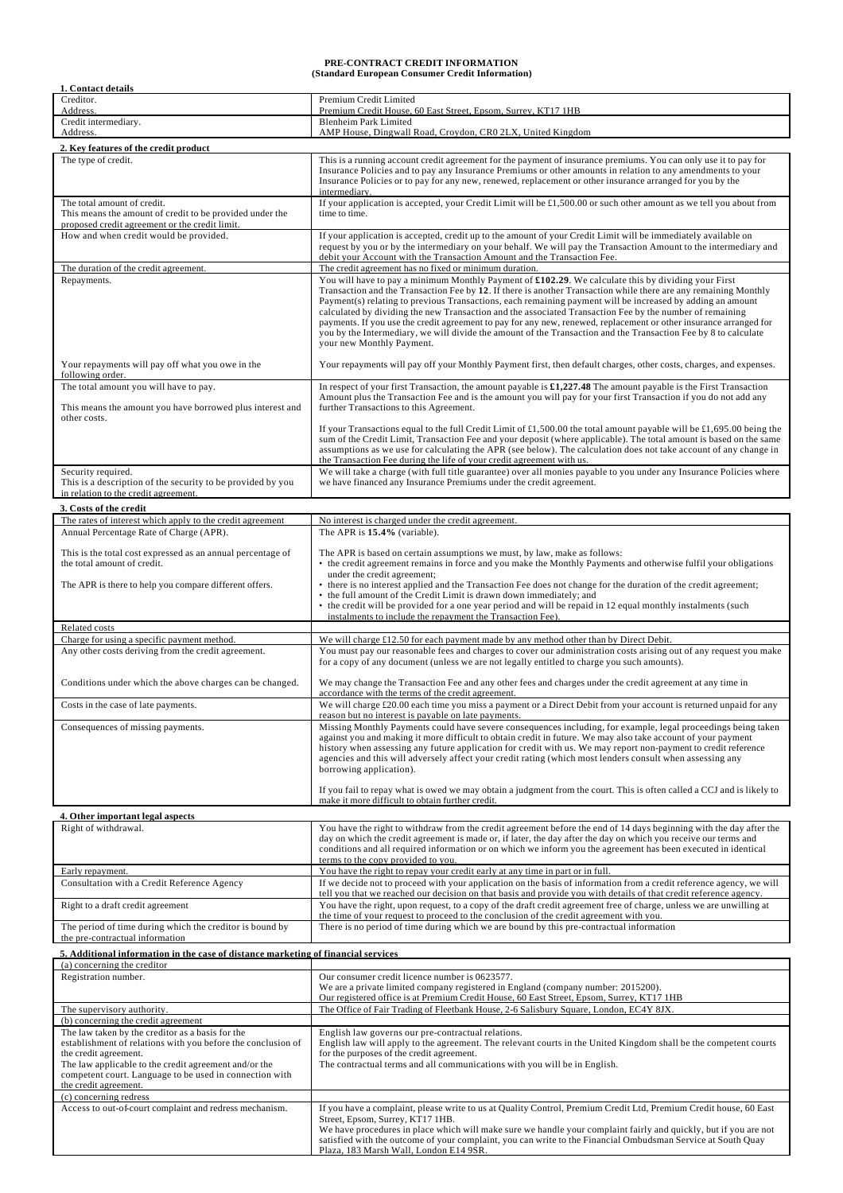**PRE-CONTRACT CREDIT INFORMATION**
**(Standard European Consumer Credit Information)**

**1. Contact details**

| | |
|---|---|
| Creditor. | Premium Credit Limited |
| Address. | Premium Credit House, 60 East Street, Epsom, Surrey, KT17 1HB |
| Credit intermediary. | Blenheim Park Limited |
| Address. | AMP House, Dingwall Road, Croydon, CR0 2LX, United Kingdom |

**2. Key features of the credit product**

| | |
|---|---|
| The type of credit. | This is a running account credit agreement for the payment of insurance premiums. You can only use it to pay for Insurance Policies and to pay any Insurance Premiums or other amounts in relation to any amendments to your Insurance Policies or to pay for any new, renewed, replacement or other insurance arranged for you by the intermediary. |
| The total amount of credit. This means the amount of credit to be provided under the proposed credit agreement or the credit limit. | If your application is accepted, your Credit Limit will be £1,500.00 or such other amount as we tell you about from time to time. |
| How and when credit would be provided. | If your application is accepted, credit up to the amount of your Credit Limit will be immediately available on request by you or by the intermediary on your behalf. We will pay the Transaction Amount to the intermediary and debit your Account with the Transaction Amount and the Transaction Fee. |
| The duration of the credit agreement. | The credit agreement has no fixed or minimum duration. |
| Repayments. | You will have to pay a minimum Monthly Payment of **£102.29**. We calculate this by dividing your First Transaction and the Transaction Fee by **12**. If there is another Transaction while there are any remaining Monthly Payment(s) relating to previous Transactions, each remaining payment will be increased by adding an amount calculated by dividing the new Transaction and the associated Transaction Fee by the number of remaining payments. If you use the credit agreement to pay for any new, renewed, replacement or other insurance arranged for you by the Intermediary, we will divide the amount of the Transaction and the Transaction Fee by 8 to calculate your new Monthly Payment. |
| Your repayments will pay off what you owe in the following order. | Your repayments will pay off your Monthly Payment first, then default charges, other costs, charges, and expenses. |
| The total amount you will have to pay. This means the amount you have borrowed plus interest and other costs. | In respect of your first Transaction, the amount payable is **£1,227.48** The amount payable is the First Transaction Amount plus the Transaction Fee and is the amount you will pay for your first Transaction if you do not add any further Transactions to this Agreement.<br><br>If your Transactions equal to the full Credit Limit of £1,500.00 the total amount payable will be £1,695.00 being the sum of the Credit Limit, Transaction Fee and your deposit (where applicable). The total amount is based on the same assumptions as we use for calculating the APR (see below). The calculation does not take account of any change in the Transaction Fee during the life of your credit agreement with us. |
| Security required. This is a description of the security to be provided by you in relation to the credit agreement. | We will take a charge (with full title guarantee) over all monies payable to you under any Insurance Policies where we have financed any Insurance Premiums under the credit agreement. |

**3. Costs of the credit**

| | |
|---|---|
| The rates of interest which apply to the credit agreement | No interest is charged under the credit agreement. |
| Annual Percentage Rate of Charge (APR).<br><br>This is the total cost expressed as an annual percentage of the total amount of credit.<br><br>The APR is there to help you compare different offers. | The APR is **15.4%** (variable).<br><br>The APR is based on certain assumptions we must, by law, make as follows:<br>• the credit agreement remains in force and you make the Monthly Payments and otherwise fulfil your obligations under the credit agreement;<br>• there is no interest applied and the Transaction Fee does not change for the duration of the credit agreement;<br>• the full amount of the Credit Limit is drawn down immediately; and<br>• the credit will be provided for a one year period and will be repaid in 12 equal monthly instalments (such instalments to include the repayment the Transaction Fee). |
| Related costs | |
| Charge for using a specific payment method. | We will charge £12.50 for each payment made by any method other than by Direct Debit. |
| Any other costs deriving from the credit agreement. | You must pay our reasonable fees and charges to cover our administration costs arising out of any request you make for a copy of any document (unless we are not legally entitled to charge you such amounts). |
| Conditions under which the above charges can be changed. | We may change the Transaction Fee and any other fees and charges under the credit agreement at any time in accordance with the terms of the credit agreement. |
| Costs in the case of late payments. | We will charge £20.00 each time you miss a payment or a Direct Debit from your account is returned unpaid for any reason but no interest is payable on late payments. |
| Consequences of missing payments. | Missing Monthly Payments could have severe consequences including, for example, legal proceedings being taken against you and making it more difficult to obtain credit in future. We may also take account of your payment history when assessing any future application for credit with us. We may report non-payment to credit reference agencies and this will adversely affect your credit rating (which most lenders consult when assessing any borrowing application).<br><br>If you fail to repay what is owed we may obtain a judgment from the court. This is often called a CCJ and is likely to make it more difficult to obtain further credit. |

**4. Other important legal aspects**

| | |
|---|---|
| Right of withdrawal. | You have the right to withdraw from the credit agreement before the end of 14 days beginning with the day after the day on which the credit agreement is made or, if later, the day after the day on which you receive our terms and conditions and all required information or on which we inform you the agreement has been executed in identical terms to the copy provided to you. |
| Early repayment. | You have the right to repay your credit early at any time in part or in full. |
| Consultation with a Credit Reference Agency | If we decide not to proceed with your application on the basis of information from a credit reference agency, we will tell you that we reached our decision on that basis and provide you with details of that credit reference agency. |
| Right to a draft credit agreement | You have the right, upon request, to a copy of the draft credit agreement free of charge, unless we are unwilling at the time of your request to proceed to the conclusion of the credit agreement with you. |
| The period of time during which the creditor is bound by the pre-contractual information | There is no period of time during which we are bound by this pre-contractual information |

**5. Additional information in the case of distance marketing of financial services**

| | |
|---|---|
| (a) concerning the creditor | |
| Registration number. | Our consumer credit licence number is 0623577.<br>We are a private limited company registered in England (company number: 2015200).<br>Our registered office is at Premium Credit House, 60 East Street, Epsom, Surrey, KT17 1HB |
| The supervisory authority. | The Office of Fair Trading of Fleetbank House, 2-6 Salisbury Square, London, EC4Y 8JX. |
| (b) concerning the credit agreement | |
| The law taken by the creditor as a basis for the establishment of relations with you before the conclusion of the credit agreement.<br>The law applicable to the credit agreement and/or the competent court. Language to be used in connection with the credit agreement. | English law governs our pre-contractual relations.<br>English law will apply to the agreement. The relevant courts in the United Kingdom shall be the competent courts for the purposes of the credit agreement.<br>The contractual terms and all communications with you will be in English. |
| (c) concerning redress | |
| Access to out-of-court complaint and redress mechanism. | If you have a complaint, please write to us at Quality Control, Premium Credit Ltd, Premium Credit house, 60 East Street, Epsom, Surrey, KT17 1HB.<br>We have procedures in place which will make sure we handle your complaint fairly and quickly, but if you are not satisfied with the outcome of your complaint, you can write to the Financial Ombudsman Service at South Quay Plaza, 183 Marsh Wall, London E14 9SR. |